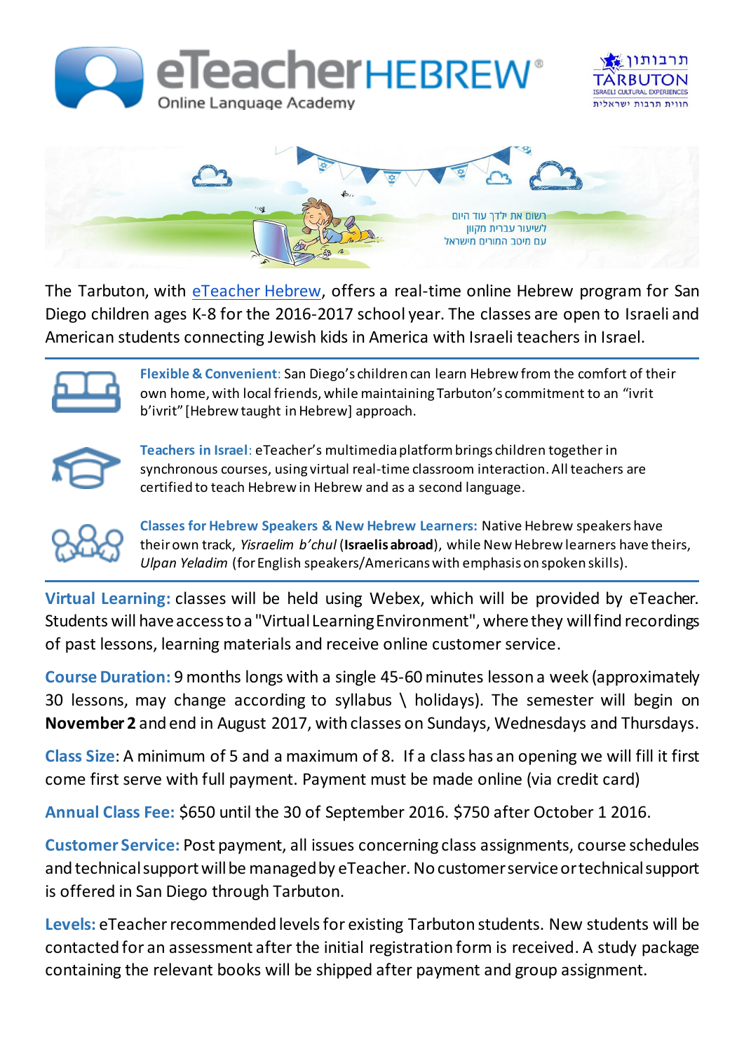eTeacher HEBREW® Online Language Academy

תרבותון TARBUTON ISRAELI CULTURAL EXPERIENCES חווית תרבות ישראלית

רשום את ילדך עוד היום
לשיעור עברית מקוון
עם מיטב המורים מישראל

The Tarbuton, with eTeacher Hebrew, offers a real-time online Hebrew program for San Diego children ages K-8 for the 2016-2017 school year. The classes are open to Israeli and American students connecting Jewish kids in America with Israeli teachers in Israel.

---

**Flexible & Convenient**: San Diego's children can learn Hebrew from the comfort of their own home, with local friends, while maintaining Tarbuton's commitment to an "ivrit b'ivrit" [Hebrew taught in Hebrew] approach.

**Teachers in Israel**: eTeacher's multimedia platform brings children together in synchronous courses, using virtual real-time classroom interaction. All teachers are certified to teach Hebrew in Hebrew and as a second language.

**Classes for Hebrew Speakers & New Hebrew Learners:** Native Hebrew speakers have their own track, *Yisraelim b'chul* (**Israelis abroad**), while New Hebrew learners have theirs, *Ulpan Yeladim* (for English speakers/Americans with emphasis on spoken skills).

---

**Virtual Learning:** classes will be held using Webex, which will be provided by eTeacher. Students will have access to a "Virtual Learning Environment", where they will find recordings of past lessons, learning materials and receive online customer service.

**Course Duration:** 9 months longs with a single 45-60 minutes lesson a week (approximately 30 lessons, may change according to syllabus \ holidays). The semester will begin on **November 2** and end in August 2017, with classes on Sundays, Wednesdays and Thursdays.

**Class Size**: A minimum of 5 and a maximum of 8. If a class has an opening we will fill it first come first serve with full payment. Payment must be made online (via credit card)

**Annual Class Fee:** $650 until the 30 of September 2016. $750 after October 1 2016.

**Customer Service:** Post payment, all issues concerning class assignments, course schedules and technical support will be managed by eTeacher. No customer service or technical support is offered in San Diego through Tarbuton.

**Levels:** eTeacher recommended levels for existing Tarbuton students. New students will be contacted for an assessment after the initial registration form is received. A study package containing the relevant books will be shipped after payment and group assignment.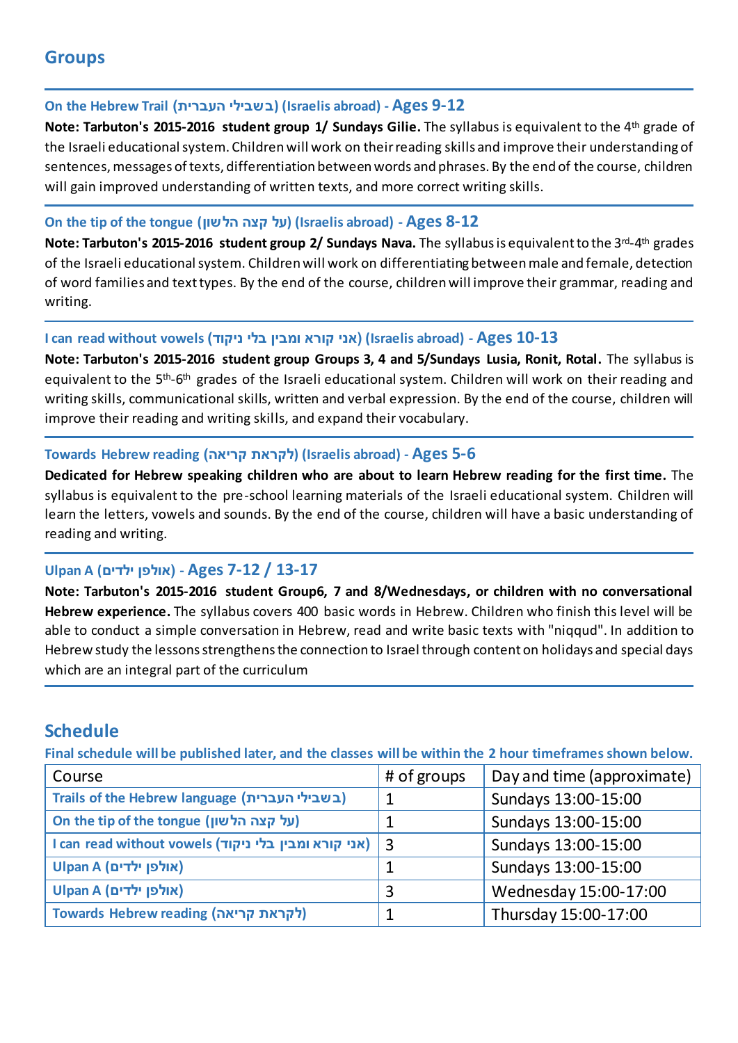## Groups

### On the Hebrew Trail (בשבילי העברית) (Israelis abroad) - Ages 9-12

**Note: Tarbuton's 2015-2016 student group 1/ Sundays Gilie.** The syllabus is equivalent to the 4th grade of the Israeli educational system. Children will work on their reading skills and improve their understanding of sentences, messages of texts, differentiation between words and phrases. By the end of the course, children will gain improved understanding of written texts, and more correct writing skills.

### On the tip of the tongue (על קצה הלשון) (Israelis abroad) - Ages 8-12

**Note: Tarbuton's 2015-2016 student group 2/ Sundays Nava.** The syllabus is equivalent to the 3rd-4th grades of the Israeli educational system. Children will work on differentiating between male and female, detection of word families and text types. By the end of the course, children will improve their grammar, reading and writing.

### I can read without vowels (אני קורא ומבין בלי ניקוד) (Israelis abroad) - Ages 10-13

**Note: Tarbuton's 2015-2016 student group Groups 3, 4 and 5/Sundays Lusia, Ronit, Rotal.** The syllabus is equivalent to the 5th-6th grades of the Israeli educational system. Children will work on their reading and writing skills, communicational skills, written and verbal expression. By the end of the course, children will improve their reading and writing skills, and expand their vocabulary.

### Towards Hebrew reading (לקראת קריאה) (Israelis abroad) - Ages 5-6

**Dedicated for Hebrew speaking children who are about to learn Hebrew reading for the first time.** The syllabus is equivalent to the pre-school learning materials of the Israeli educational system. Children will learn the letters, vowels and sounds. By the end of the course, children will have a basic understanding of reading and writing.

### Ulpan A (אולפן ילדים) - Ages 7-12 / 13-17

**Note: Tarbuton's 2015-2016 student Group6, 7 and 8/Wednesdays, or children with no conversational Hebrew experience.** The syllabus covers 400 basic words in Hebrew. Children who finish this level will be able to conduct a simple conversation in Hebrew, read and write basic texts with "niqqud". In addition to Hebrew study the lessons strengthens the connection to Israel through content on holidays and special days which are an integral part of the curriculum

## Schedule

**Final schedule will be published later, and the classes will be within the 2 hour timeframes shown below.**

| Course | # of groups | Day and time (approximate) |
|---|---|---|
| Trails of the Hebrew language (בשבילי העברית) | 1 | Sundays 13:00-15:00 |
| On the tip of the tongue (על קצה הלשון) | 1 | Sundays 13:00-15:00 |
| I can read without vowels (אני קורא ומבין בלי ניקוד) | 3 | Sundays 13:00-15:00 |
| Ulpan A (אולפן ילדים) | 1 | Sundays 13:00-15:00 |
| Ulpan A (אולפן ילדים) | 3 | Wednesday 15:00-17:00 |
| Towards Hebrew reading (לקראת קריאה) | 1 | Thursday 15:00-17:00 |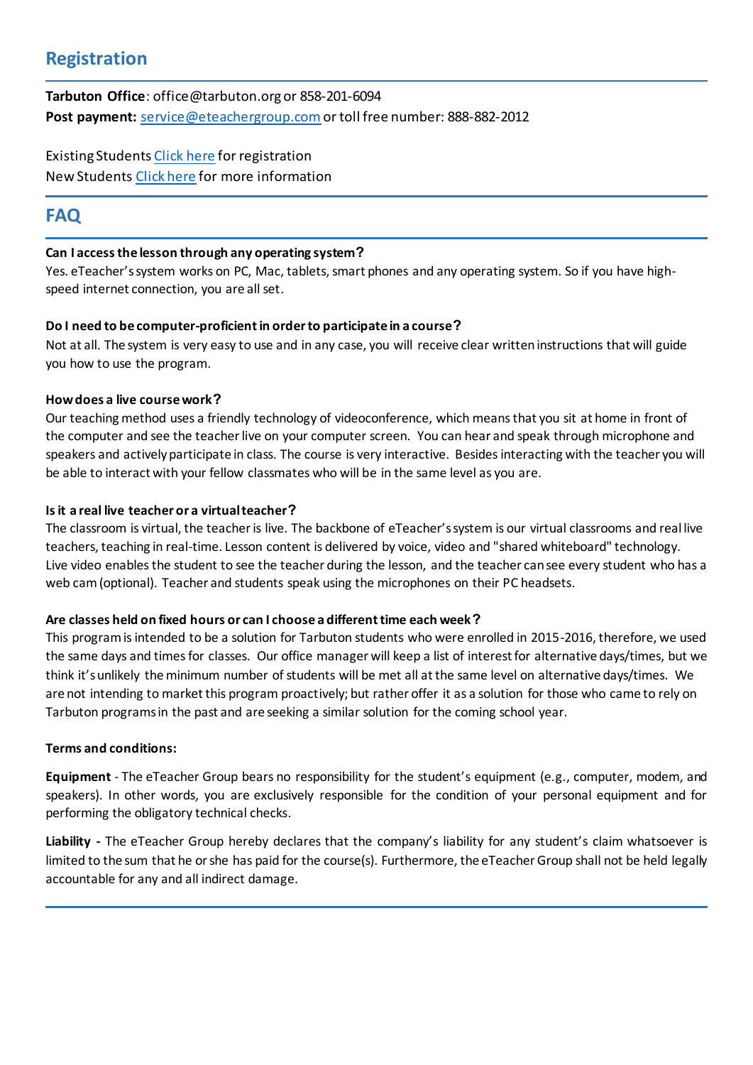## Registration

**Tarbuton Office**: office@tarbuton.org or 858-201-6094
**Post payment:** service@eteachergroup.com or toll free number: 888-882-2012

Existing Students Click here for registration
New Students Click here for more information

## FAQ

**Can I access the lesson through any operating system?**
Yes. eTeacher's system works on PC, Mac, tablets, smart phones and any operating system. So if you have high-speed internet connection, you are all set.

**Do I need to be computer-proficient in order to participate in a course?**
Not at all. The system is very easy to use and in any case, you will receive clear written instructions that will guide you how to use the program.

**How does a live course work?**
Our teaching method uses a friendly technology of videoconference, which means that you sit at home in front of the computer and see the teacher live on your computer screen. You can hear and speak through microphone and speakers and actively participate in class. The course is very interactive. Besides interacting with the teacher you will be able to interact with your fellow classmates who will be in the same level as you are.

**Is it a real live teacher or a virtual teacher?**
The classroom is virtual, the teacher is live. The backbone of eTeacher's system is our virtual classrooms and real live teachers, teaching in real-time. Lesson content is delivered by voice, video and "shared whiteboard" technology. Live video enables the student to see the teacher during the lesson, and the teacher can see every student who has a web cam (optional). Teacher and students speak using the microphones on their PC headsets.

**Are classes held on fixed hours or can I choose a different time each week?**
This program is intended to be a solution for Tarbuton students who were enrolled in 2015-2016, therefore, we used the same days and times for classes. Our office manager will keep a list of interest for alternative days/times, but we think it's unlikely the minimum number of students will be met all at the same level on alternative days/times. We are not intending to market this program proactively; but rather offer it as a solution for those who came to rely on Tarbuton programs in the past and are seeking a similar solution for the coming school year.

**Terms and conditions:**

**Equipment** - The eTeacher Group bears no responsibility for the student's equipment (e.g., computer, modem, and speakers). In other words, you are exclusively responsible for the condition of your personal equipment and for performing the obligatory technical checks.

**Liability -** The eTeacher Group hereby declares that the company's liability for any student's claim whatsoever is limited to the sum that he or she has paid for the course(s). Furthermore, the eTeacher Group shall not be held legally accountable for any and all indirect damage.